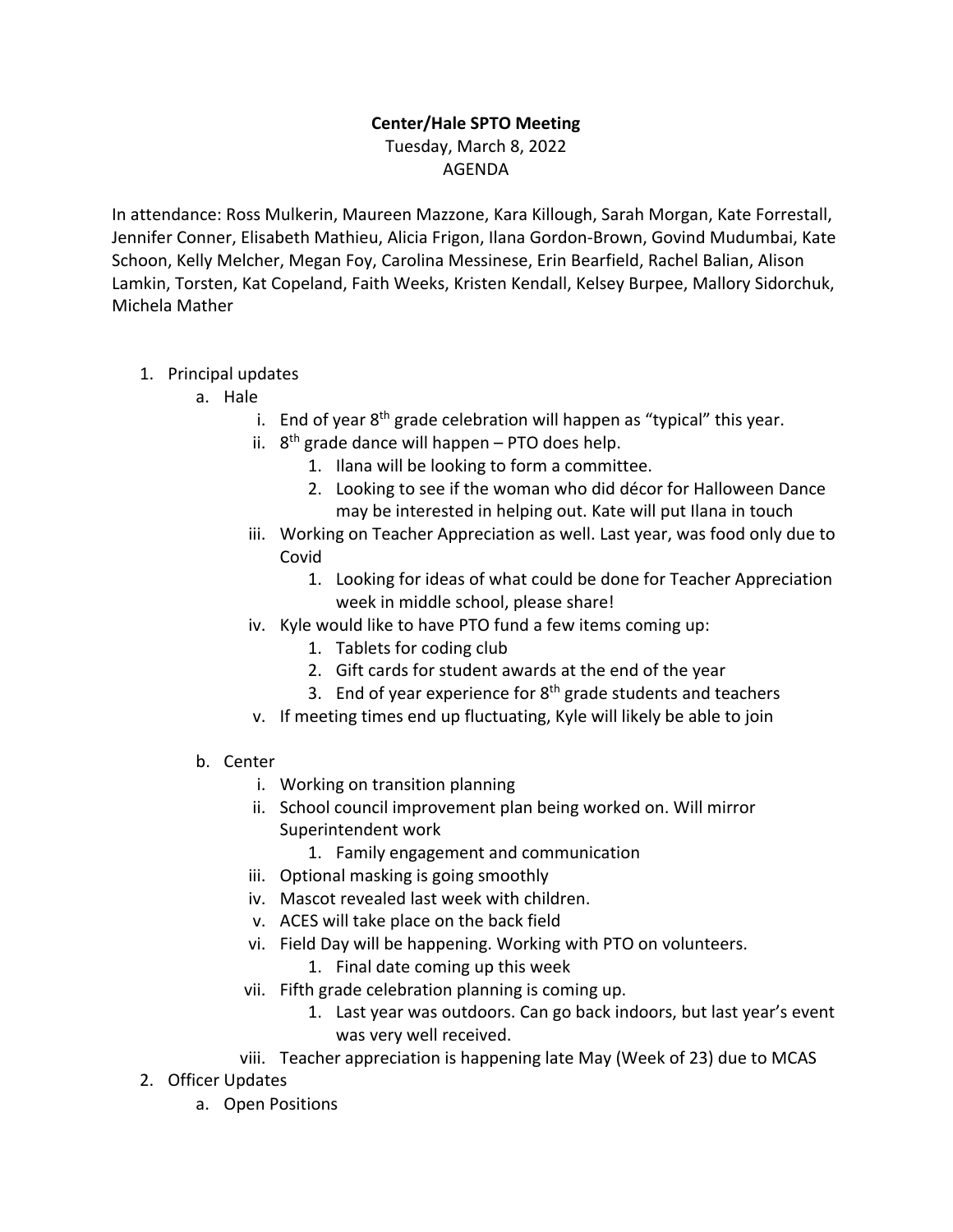**Center/Hale SPTO Meeting**

Tuesday, March 8, 2022

AGENDA

In attendance: Ross Mulkerin, Maureen Mazzone, Kara Killough, Sarah Morgan, Kate Forrestall, Jennifer Conner, Elisabeth Mathieu, Alicia Frigon, Ilana Gordon-Brown, Govind Mudumbai, Kate Schoon, Kelly Melcher, Megan Foy, Carolina Messinese, Erin Bearfield, Rachel Balian, Alison Lamkin, Torsten, Kat Copeland, Faith Weeks, Kristen Kendall, Kelsey Burpee, Mallory Sidorchuk, Michela Mather

1. Principal updates
   a. Hale
      i. End of year 8th grade celebration will happen as "typical" this year.
      ii. 8th grade dance will happen – PTO does help.
         1. Ilana will be looking to form a committee.
         2. Looking to see if the woman who did décor for Halloween Dance may be interested in helping out. Kate will put Ilana in touch
      iii. Working on Teacher Appreciation as well. Last year, was food only due to Covid
         1. Looking for ideas of what could be done for Teacher Appreciation week in middle school, please share!
      iv. Kyle would like to have PTO fund a few items coming up:
         1. Tablets for coding club
         2. Gift cards for student awards at the end of the year
         3. End of year experience for 8th grade students and teachers
      v. If meeting times end up fluctuating, Kyle will likely be able to join

   b. Center
      i. Working on transition planning
      ii. School council improvement plan being worked on. Will mirror Superintendent work
         1. Family engagement and communication
      iii. Optional masking is going smoothly
      iv. Mascot revealed last week with children.
      v. ACES will take place on the back field
      vi. Field Day will be happening. Working with PTO on volunteers.
         1. Final date coming up this week
      vii. Fifth grade celebration planning is coming up.
         1. Last year was outdoors. Can go back indoors, but last year's event was very well received.
      viii. Teacher appreciation is happening late May (Week of 23) due to MCAS
2. Officer Updates
   a. Open Positions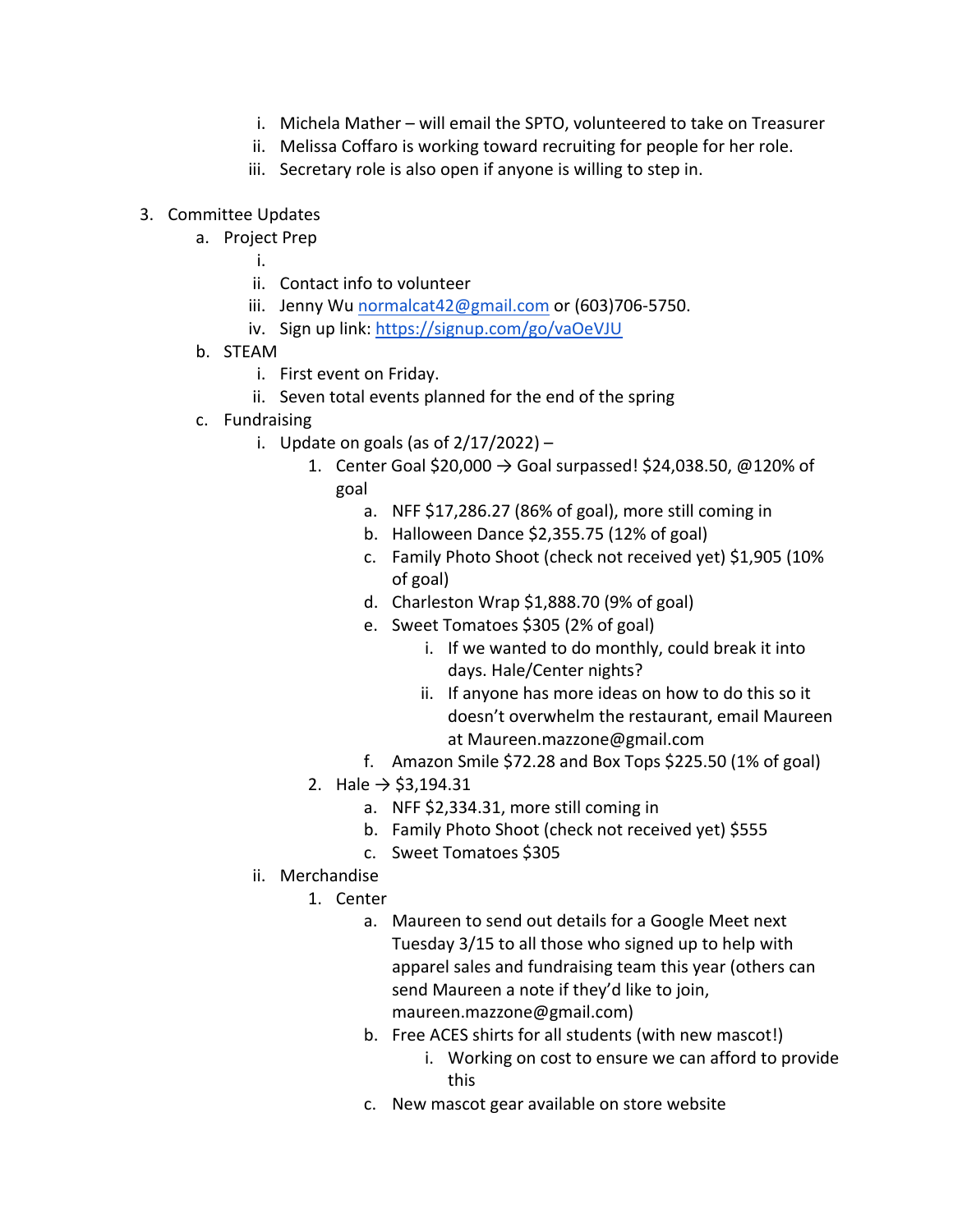i. Michela Mather – will email the SPTO, volunteered to take on Treasurer
   ii. Melissa Coffaro is working toward recruiting for people for her role.
   iii. Secretary role is also open if anyone is willing to step in.

3. Committee Updates
   a. Project Prep
      i. 
      ii. Contact info to volunteer
      iii. Jenny Wu normalcat42@gmail.com or (603)706-5750.
      iv. Sign up link: https://signup.com/go/vaOeVJU
   b. STEAM
      i. First event on Friday.
      ii. Seven total events planned for the end of the spring
   c. Fundraising
      i. Update on goals (as of 2/17/2022) –
         1. Center Goal $20,000 → Goal surpassed! $24,038.50, @120% of goal
            a. NFF $17,286.27 (86% of goal), more still coming in
            b. Halloween Dance $2,355.75 (12% of goal)
            c. Family Photo Shoot (check not received yet) $1,905 (10% of goal)
            d. Charleston Wrap $1,888.70 (9% of goal)
            e. Sweet Tomatoes $305 (2% of goal)
               i. If we wanted to do monthly, could break it into days. Hale/Center nights?
               ii. If anyone has more ideas on how to do this so it doesn't overwhelm the restaurant, email Maureen at Maureen.mazzone@gmail.com
            f. Amazon Smile $72.28 and Box Tops $225.50 (1% of goal)
         2. Hale → $3,194.31
            a. NFF $2,334.31, more still coming in
            b. Family Photo Shoot (check not received yet) $555
            c. Sweet Tomatoes $305
      ii. Merchandise
         1. Center
            a. Maureen to send out details for a Google Meet next Tuesday 3/15 to all those who signed up to help with apparel sales and fundraising team this year (others can send Maureen a note if they'd like to join, maureen.mazzone@gmail.com)
            b. Free ACES shirts for all students (with new mascot!)
               i. Working on cost to ensure we can afford to provide this
            c. New mascot gear available on store website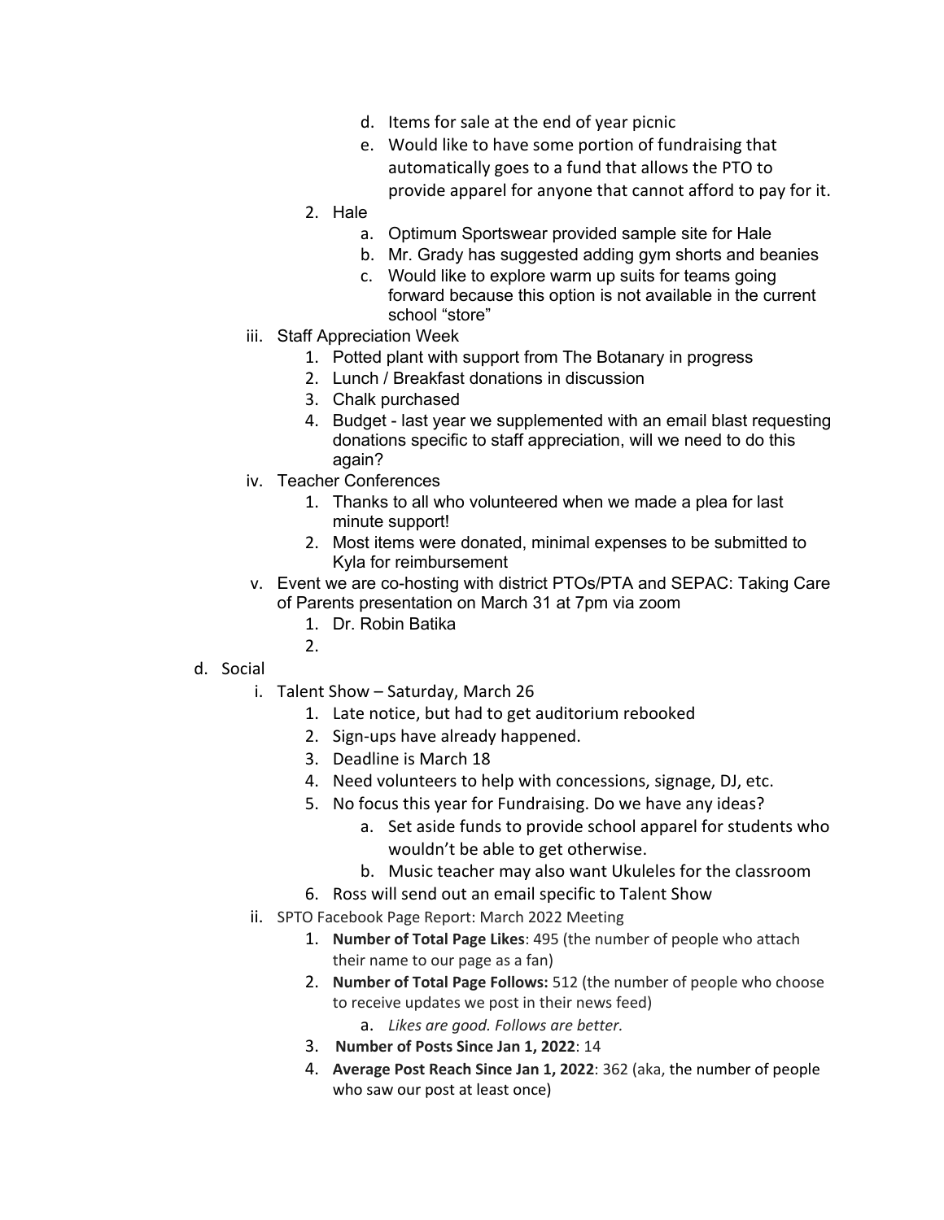- d. Items for sale at the end of year picnic
  - e. Would like to have some portion of fundraising that automatically goes to a fund that allows the PTO to provide apparel for anyone that cannot afford to pay for it.
- 2. Hale
  - a. Optimum Sportswear provided sample site for Hale
  - b. Mr. Grady has suggested adding gym shorts and beanies
  - c. Would like to explore warm up suits for teams going forward because this option is not available in the current school "store"

- iii. Staff Appreciation Week
  1. Potted plant with support from The Botanary in progress
  2. Lunch / Breakfast donations in discussion
  3. Chalk purchased
  4. Budget - last year we supplemented with an email blast requesting donations specific to staff appreciation, will we need to do this again?
- iv. Teacher Conferences
  1. Thanks to all who volunteered when we made a plea for last minute support!
  2. Most items were donated, minimal expenses to be submitted to Kyla for reimbursement
- v. Event we are co-hosting with district PTOs/PTA and SEPAC: Taking Care of Parents presentation on March 31 at 7pm via zoom
  1. Dr. Robin Batika
  2.

d. Social

- i. Talent Show – Saturday, March 26
  1. Late notice, but had to get auditorium rebooked
  2. Sign-ups have already happened.
  3. Deadline is March 18
  4. Need volunteers to help with concessions, signage, DJ, etc.
  5. No focus this year for Fundraising. Do we have any ideas?
     - a. Set aside funds to provide school apparel for students who wouldn't be able to get otherwise.
     - b. Music teacher may also want Ukuleles for the classroom
  6. Ross will send out an email specific to Talent Show
- ii. SPTO Facebook Page Report: March 2022 Meeting
  1. **Number of Total Page Likes**: 495 (the number of people who attach their name to our page as a fan)
  2. **Number of Total Page Follows:** 512 (the number of people who choose to receive updates we post in their news feed)
     - a. *Likes are good. Follows are better.*
  3. **Number of Posts Since Jan 1, 2022**: 14
  4. **Average Post Reach Since Jan 1, 2022**: 362 (aka, the number of people who saw our post at least once)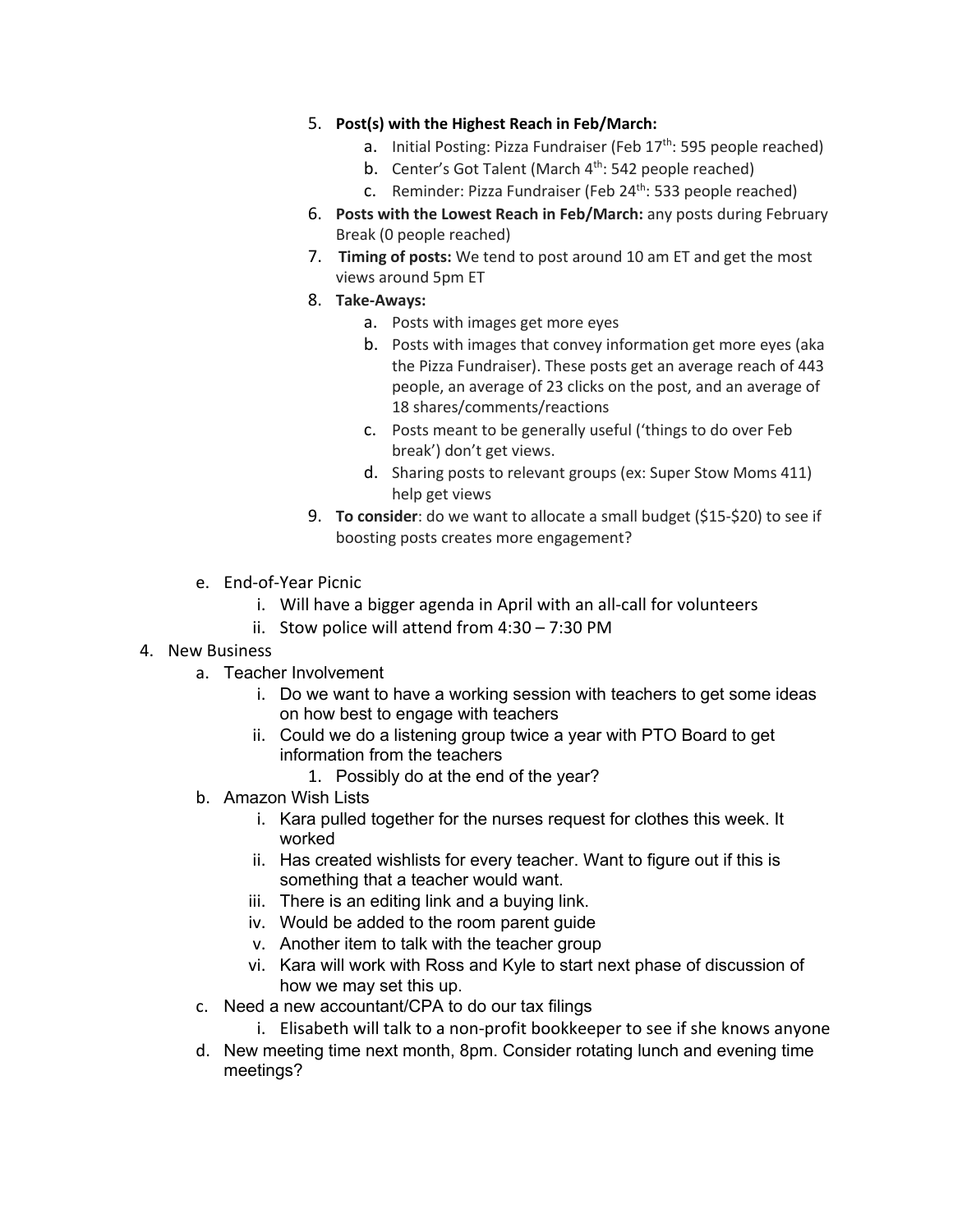5. **Post(s) with the Highest Reach in Feb/March:**
    a. Initial Posting: Pizza Fundraiser (Feb 17th: 595 people reached)
    b. Center's Got Talent (March 4th: 542 people reached)
    c. Reminder: Pizza Fundraiser (Feb 24th: 533 people reached)
6. **Posts with the Lowest Reach in Feb/March:** any posts during February Break (0 people reached)
7. **Timing of posts:** We tend to post around 10 am ET and get the most views around 5pm ET
8. **Take-Aways:**
    a. Posts with images get more eyes
    b. Posts with images that convey information get more eyes (aka the Pizza Fundraiser). These posts get an average reach of 443 people, an average of 23 clicks on the post, and an average of 18 shares/comments/reactions
    c. Posts meant to be generally useful ('things to do over Feb break') don't get views.
    d. Sharing posts to relevant groups (ex: Super Stow Moms 411) help get views
9. **To consider**: do we want to allocate a small budget ($15-$20) to see if boosting posts creates more engagement?

e. End-of-Year Picnic
    i. Will have a bigger agenda in April with an all-call for volunteers
    ii. Stow police will attend from 4:30 – 7:30 PM

4. New Business
    a. Teacher Involvement
        i. Do we want to have a working session with teachers to get some ideas on how best to engage with teachers
        ii. Could we do a listening group twice a year with PTO Board to get information from the teachers
            1. Possibly do at the end of the year?
    b. Amazon Wish Lists
        i. Kara pulled together for the nurses request for clothes this week. It worked
        ii. Has created wishlists for every teacher. Want to figure out if this is something that a teacher would want.
        iii. There is an editing link and a buying link.
        iv. Would be added to the room parent guide
        v. Another item to talk with the teacher group
        vi. Kara will work with Ross and Kyle to start next phase of discussion of how we may set this up.
    c. Need a new accountant/CPA to do our tax filings
        i. Elisabeth will talk to a non-profit bookkeeper to see if she knows anyone
    d. New meeting time next month, 8pm. Consider rotating lunch and evening time meetings?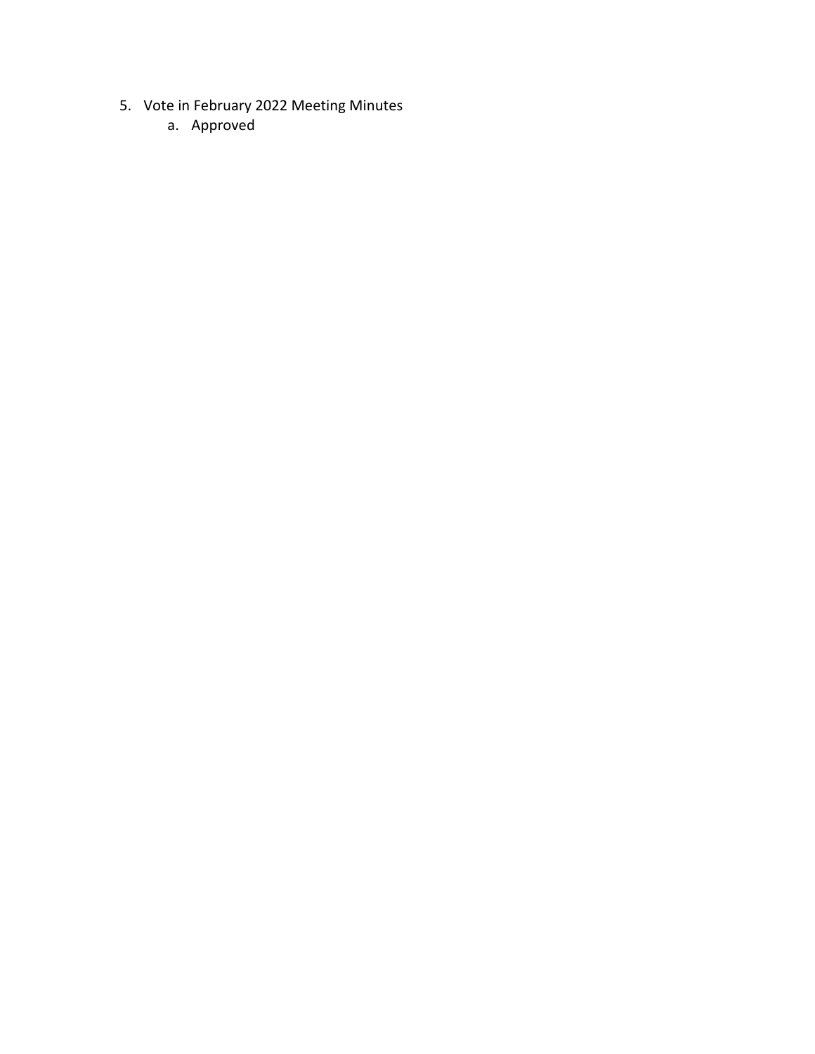5. Vote in February 2022 Meeting Minutes
    a. Approved